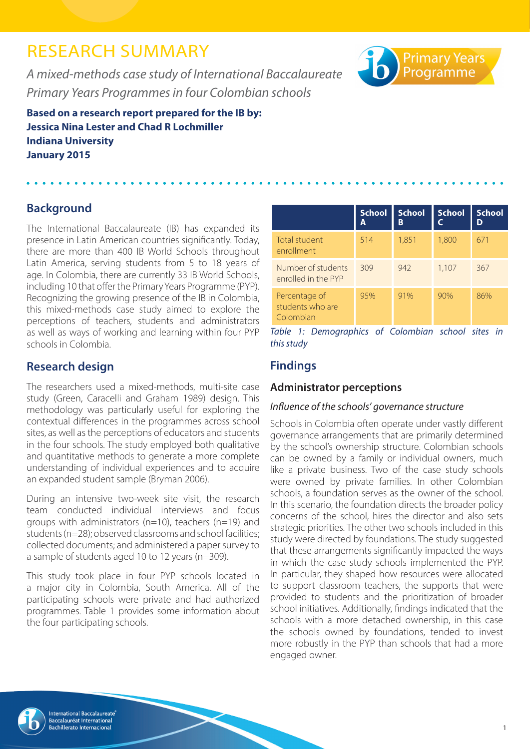# RESEARCH SUMMARY

*A mixed-methods case study of International Baccalaureate Primary Years Programmes in four Colombian schools*

**Based on a research report prepared for the IB by:**
**Jessica Nina Lester and Chad R Lochmiller**
**Indiana University**
**January 2015**

## Background

The International Baccalaureate (IB) has expanded its presence in Latin American countries significantly. Today, there are more than 400 IB World Schools throughout Latin America, serving students from 5 to 18 years of age. In Colombia, there are currently 33 IB World Schools, including 10 that offer the Primary Years Programme (PYP). Recognizing the growing presence of the IB in Colombia, this mixed-methods case study aimed to explore the perceptions of teachers, students and administrators as well as ways of working and learning within four PYP schools in Colombia.

## Research design

The researchers used a mixed-methods, multi-site case study (Green, Caracelli and Graham 1989) design. This methodology was particularly useful for exploring the contextual differences in the programmes across school sites, as well as the perceptions of educators and students in the four schools. The study employed both qualitative and quantitative methods to generate a more complete understanding of individual experiences and to acquire an expanded student sample (Bryman 2006).

During an intensive two-week site visit, the research team conducted individual interviews and focus groups with administrators (n=10), teachers (n=19) and students (n=28); observed classrooms and school facilities; collected documents; and administered a paper survey to a sample of students aged 10 to 12 years (n=309).

This study took place in four PYP schools located in a major city in Colombia, South America. All of the participating schools were private and had authorized programmes. Table 1 provides some information about the four participating schools.

| | School A | School B | School C | School D |
|---|---|---|---|---|
| Total student enrollment | 514 | 1,851 | 1,800 | 671 |
| Number of students enrolled in the PYP | 309 | 942 | 1,107 | 367 |
| Percentage of students who are Colombian | 95% | 91% | 90% | 86% |

*Table 1: Demographics of Colombian school sites in this study*

## Findings

### Administrator perceptions

#### *Influence of the schools' governance structure*

Schools in Colombia often operate under vastly different governance arrangements that are primarily determined by the school's ownership structure. Colombian schools can be owned by a family or individual owners, much like a private business. Two of the case study schools were owned by private families. In other Colombian schools, a foundation serves as the owner of the school. In this scenario, the foundation directs the broader policy concerns of the school, hires the director and also sets strategic priorities. The other two schools included in this study were directed by foundations. The study suggested that these arrangements significantly impacted the ways in which the case study schools implemented the PYP. In particular, they shaped how resources were allocated to support classroom teachers, the supports that were provided to students and the prioritization of broader school initiatives. Additionally, findings indicated that the schools with a more detached ownership, in this case the schools owned by foundations, tended to invest more robustly in the PYP than schools that had a more engaged owner.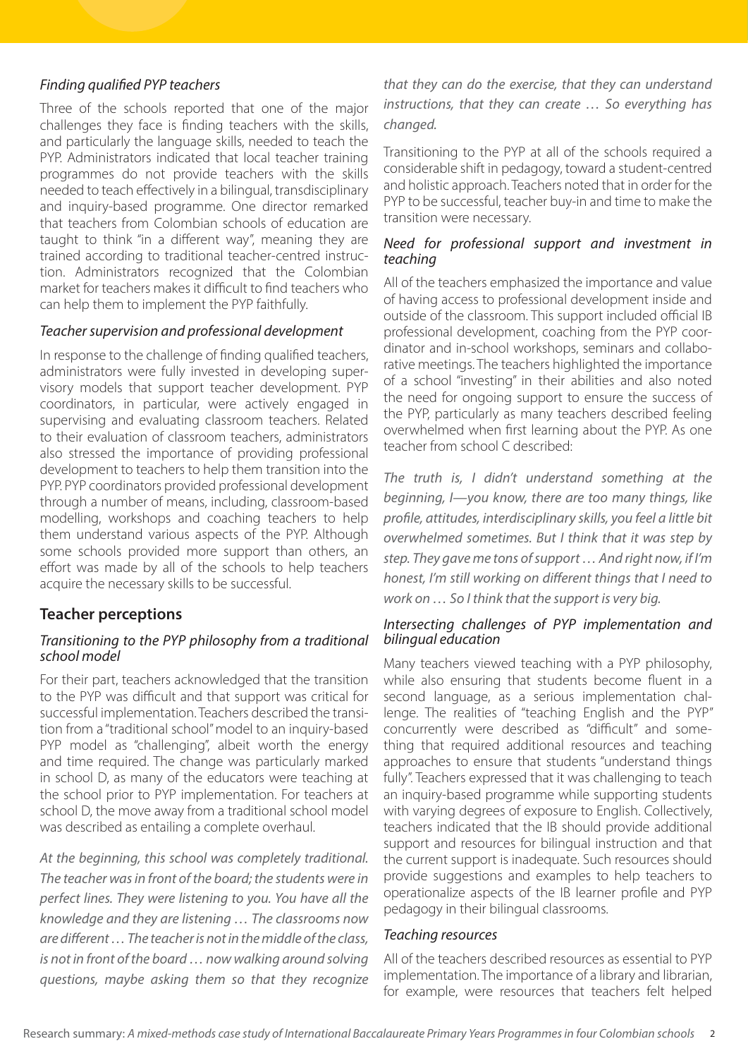### *Finding qualified PYP teachers*

Three of the schools reported that one of the major challenges they face is finding teachers with the skills, and particularly the language skills, needed to teach the PYP. Administrators indicated that local teacher training programmes do not provide teachers with the skills needed to teach effectively in a bilingual, transdisciplinary and inquiry-based programme. One director remarked that teachers from Colombian schools of education are taught to think "in a different way", meaning they are trained according to traditional teacher-centred instruction. Administrators recognized that the Colombian market for teachers makes it difficult to find teachers who can help them to implement the PYP faithfully.

### *Teacher supervision and professional development*

In response to the challenge of finding qualified teachers, administrators were fully invested in developing supervisory models that support teacher development. PYP coordinators, in particular, were actively engaged in supervising and evaluating classroom teachers. Related to their evaluation of classroom teachers, administrators also stressed the importance of providing professional development to teachers to help them transition into the PYP. PYP coordinators provided professional development through a number of means, including, classroom-based modelling, workshops and coaching teachers to help them understand various aspects of the PYP. Although some schools provided more support than others, an effort was made by all of the schools to help teachers acquire the necessary skills to be successful.

## Teacher perceptions

### *Transitioning to the PYP philosophy from a traditional school model*

For their part, teachers acknowledged that the transition to the PYP was difficult and that support was critical for successful implementation. Teachers described the transition from a "traditional school" model to an inquiry-based PYP model as "challenging", albeit worth the energy and time required. The change was particularly marked in school D, as many of the educators were teaching at the school prior to PYP implementation. For teachers at school D, the move away from a traditional school model was described as entailing a complete overhaul.

*At the beginning, this school was completely traditional. The teacher was in front of the board; the students were in perfect lines. They were listening to you. You have all the knowledge and they are listening … The classrooms now are different … The teacher is not in the middle of the class, is not in front of the board … now walking around solving questions, maybe asking them so that they recognize that they can do the exercise, that they can understand instructions, that they can create … So everything has changed.*

Transitioning to the PYP at all of the schools required a considerable shift in pedagogy, toward a student-centred and holistic approach. Teachers noted that in order for the PYP to be successful, teacher buy-in and time to make the transition were necessary.

### *Need for professional support and investment in teaching*

All of the teachers emphasized the importance and value of having access to professional development inside and outside of the classroom. This support included official IB professional development, coaching from the PYP coordinator and in-school workshops, seminars and collaborative meetings. The teachers highlighted the importance of a school "investing" in their abilities and also noted the need for ongoing support to ensure the success of the PYP, particularly as many teachers described feeling overwhelmed when first learning about the PYP. As one teacher from school C described:

*The truth is, I didn't understand something at the beginning, I—you know, there are too many things, like profile, attitudes, interdisciplinary skills, you feel a little bit overwhelmed sometimes. But I think that it was step by step. They gave me tons of support … And right now, if I'm honest, I'm still working on different things that I need to work on … So I think that the support is very big.*

### *Intersecting challenges of PYP implementation and bilingual education*

Many teachers viewed teaching with a PYP philosophy, while also ensuring that students become fluent in a second language, as a serious implementation challenge. The realities of "teaching English and the PYP" concurrently were described as "difficult" and something that required additional resources and teaching approaches to ensure that students "understand things fully". Teachers expressed that it was challenging to teach an inquiry-based programme while supporting students with varying degrees of exposure to English. Collectively, teachers indicated that the IB should provide additional support and resources for bilingual instruction and that the current support is inadequate. Such resources should provide suggestions and examples to help teachers to operationalize aspects of the IB learner profile and PYP pedagogy in their bilingual classrooms.

### *Teaching resources*

All of the teachers described resources as essential to PYP implementation. The importance of a library and librarian, for example, were resources that teachers felt helped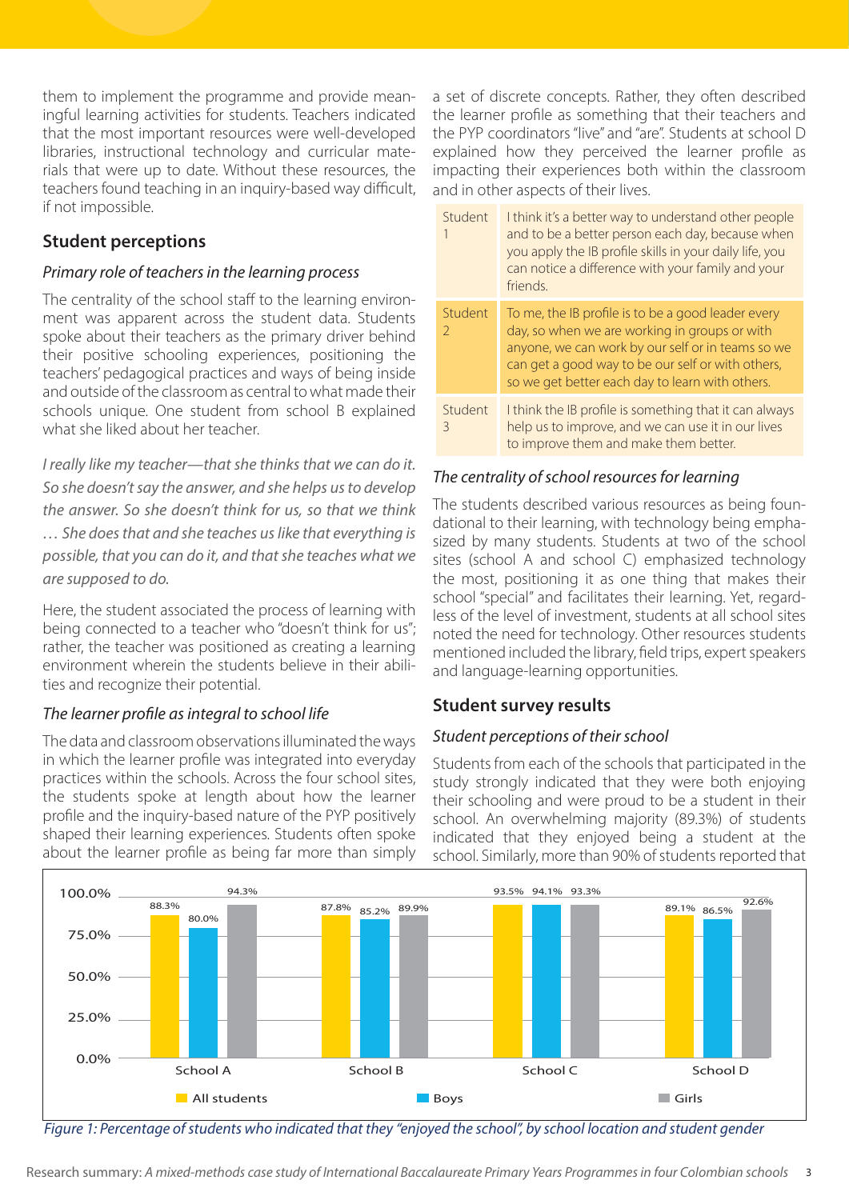them to implement the programme and provide meaningful learning activities for students. Teachers indicated that the most important resources were well-developed libraries, instructional technology and curricular materials that were up to date. Without these resources, the teachers found teaching in an inquiry-based way difficult, if not impossible.

## Student perceptions

### *Primary role of teachers in the learning process*

The centrality of the school staff to the learning environment was apparent across the student data. Students spoke about their teachers as the primary driver behind their positive schooling experiences, positioning the teachers' pedagogical practices and ways of being inside and outside of the classroom as central to what made their schools unique. One student from school B explained what she liked about her teacher.

*I really like my teacher—that she thinks that we can do it. So she doesn't say the answer, and she helps us to develop the answer. So she doesn't think for us, so that we think … She does that and she teaches us like that everything is possible, that you can do it, and that she teaches what we are supposed to do.*

Here, the student associated the process of learning with being connected to a teacher who "doesn't think for us"; rather, the teacher was positioned as creating a learning environment wherein the students believe in their abilities and recognize their potential.

### *The learner profile as integral to school life*

The data and classroom observations illuminated the ways in which the learner profile was integrated into everyday practices within the schools. Across the four school sites, the students spoke at length about how the learner profile and the inquiry-based nature of the PYP positively shaped their learning experiences. Students often spoke about the learner profile as being far more than simply a set of discrete concepts. Rather, they often described the learner profile as something that their teachers and the PYP coordinators "live" and "are". Students at school D explained how they perceived the learner profile as impacting their experiences both within the classroom and in other aspects of their lives.

| | |
|---|---|
| Student 1 | I think it's a better way to understand other people and to be a better person each day, because when you apply the IB profile skills in your daily life, you can notice a difference with your family and your friends. |
| Student 2 | To me, the IB profile is to be a good leader every day, so when we are working in groups or with anyone, we can work by our self or in teams so we can get a good way to be our self or with others, so we get better each day to learn with others. |
| Student 3 | I think the IB profile is something that it can always help us to improve, and we can use it in our lives to improve them and make them better. |

### *The centrality of school resources for learning*

The students described various resources as being foundational to their learning, with technology being emphasized by many students. Students at two of the school sites (school A and school C) emphasized technology the most, positioning it as one thing that makes their school "special" and facilitates their learning. Yet, regardless of the level of investment, students at all school sites noted the need for technology. Other resources students mentioned included the library, field trips, expert speakers and language-learning opportunities.

## Student survey results

### *Student perceptions of their school*

Students from each of the schools that participated in the study strongly indicated that they were both enjoying their schooling and were proud to be a student in their school. An overwhelming majority (89.3%) of students indicated that they enjoyed being a student at the school. Similarly, more than 90% of students reported that

| | All students | Boys | Girls |
|---|---|---|---|
| School A | 88.3% | 80.0% | 94.3% |
| School B | 87.8% | 85.2% | 89.9% |
| School C | 93.5% | 94.1% | 93.3% |
| School D | 89.1% | 86.5% | 92.6% |

*Figure 1: Percentage of students who indicated that they "enjoyed the school", by school location and student gender*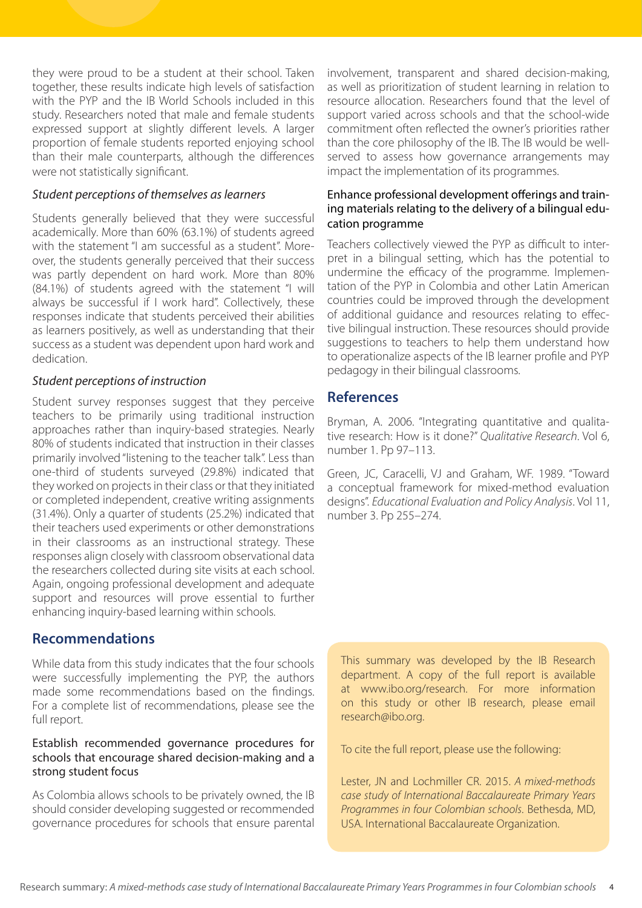they were proud to be a student at their school. Taken together, these results indicate high levels of satisfaction with the PYP and the IB World Schools included in this study. Researchers noted that male and female students expressed support at slightly different levels. A larger proportion of female students reported enjoying school than their male counterparts, although the differences were not statistically significant.

### *Student perceptions of themselves as learners*

Students generally believed that they were successful academically. More than 60% (63.1%) of students agreed with the statement "I am successful as a student". Moreover, the students generally perceived that their success was partly dependent on hard work. More than 80% (84.1%) of students agreed with the statement "I will always be successful if I work hard". Collectively, these responses indicate that students perceived their abilities as learners positively, as well as understanding that their success as a student was dependent upon hard work and dedication.

### *Student perceptions of instruction*

Student survey responses suggest that they perceive teachers to be primarily using traditional instruction approaches rather than inquiry-based strategies. Nearly 80% of students indicated that instruction in their classes primarily involved "listening to the teacher talk". Less than one-third of students surveyed (29.8%) indicated that they worked on projects in their class or that they initiated or completed independent, creative writing assignments (31.4%). Only a quarter of students (25.2%) indicated that their teachers used experiments or other demonstrations in their classrooms as an instructional strategy. These responses align closely with classroom observational data the researchers collected during site visits at each school. Again, ongoing professional development and adequate support and resources will prove essential to further enhancing inquiry-based learning within schools.

## Recommendations

While data from this study indicates that the four schools were successfully implementing the PYP, the authors made some recommendations based on the findings. For a complete list of recommendations, please see the full report.

### Establish recommended governance procedures for schools that encourage shared decision-making and a strong student focus

As Colombia allows schools to be privately owned, the IB should consider developing suggested or recommended governance procedures for schools that ensure parental involvement, transparent and shared decision-making, as well as prioritization of student learning in relation to resource allocation. Researchers found that the level of support varied across schools and that the school-wide commitment often reflected the owner's priorities rather than the core philosophy of the IB. The IB would be well-served to assess how governance arrangements may impact the implementation of its programmes.

### Enhance professional development offerings and training materials relating to the delivery of a bilingual education programme

Teachers collectively viewed the PYP as difficult to interpret in a bilingual setting, which has the potential to undermine the efficacy of the programme. Implementation of the PYP in Colombia and other Latin American countries could be improved through the development of additional guidance and resources relating to effective bilingual instruction. These resources should provide suggestions to teachers to help them understand how to operationalize aspects of the IB learner profile and PYP pedagogy in their bilingual classrooms.

## References

Bryman, A. 2006. "Integrating quantitative and qualitative research: How is it done?" *Qualitative Research*. Vol 6, number 1. Pp 97–113.

Green, JC, Caracelli, VJ and Graham, WF. 1989. "Toward a conceptual framework for mixed-method evaluation designs". *Educational Evaluation and Policy Analysis*. Vol 11, number 3. Pp 255–274.

This summary was developed by the IB Research department. A copy of the full report is available at www.ibo.org/research. For more information on this study or other IB research, please email research@ibo.org.

To cite the full report, please use the following:

Lester, JN and Lochmiller CR. 2015. *A mixed-methods case study of International Baccalaureate Primary Years Programmes in four Colombian schools*. Bethesda, MD, USA. International Baccalaureate Organization.